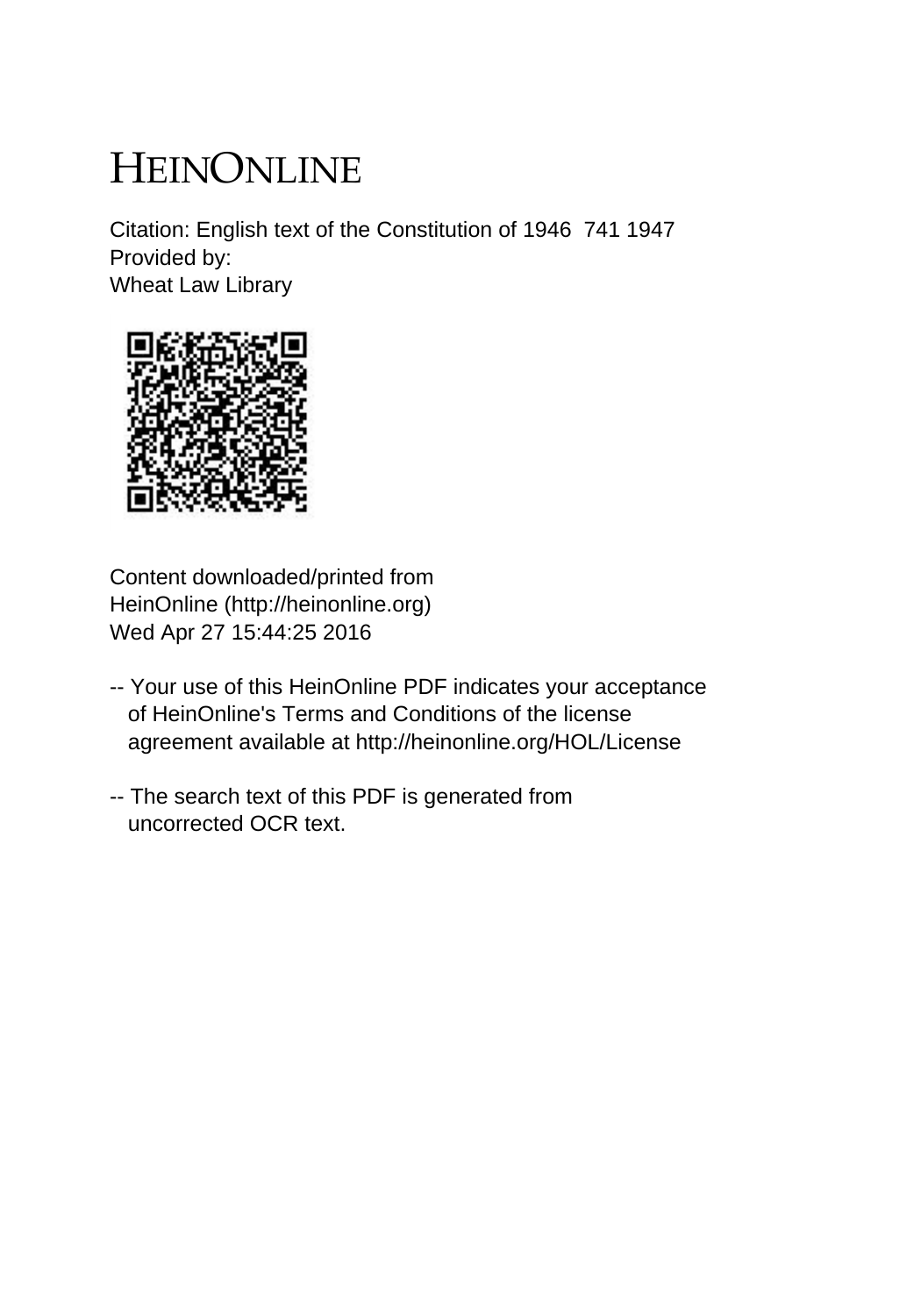# HEINONLINE

Citation: English text of the Constitution of 1946 741 1947
Provided by:
Wheat Law Library

Content downloaded/printed from
HeinOnline (http://heinonline.org)
Wed Apr 27 15:44:25 2016

-- Your use of this HeinOnline PDF indicates your acceptance of HeinOnline's Terms and Conditions of the license agreement available at http://heinonline.org/HOL/License

-- The search text of this PDF is generated from uncorrected OCR text.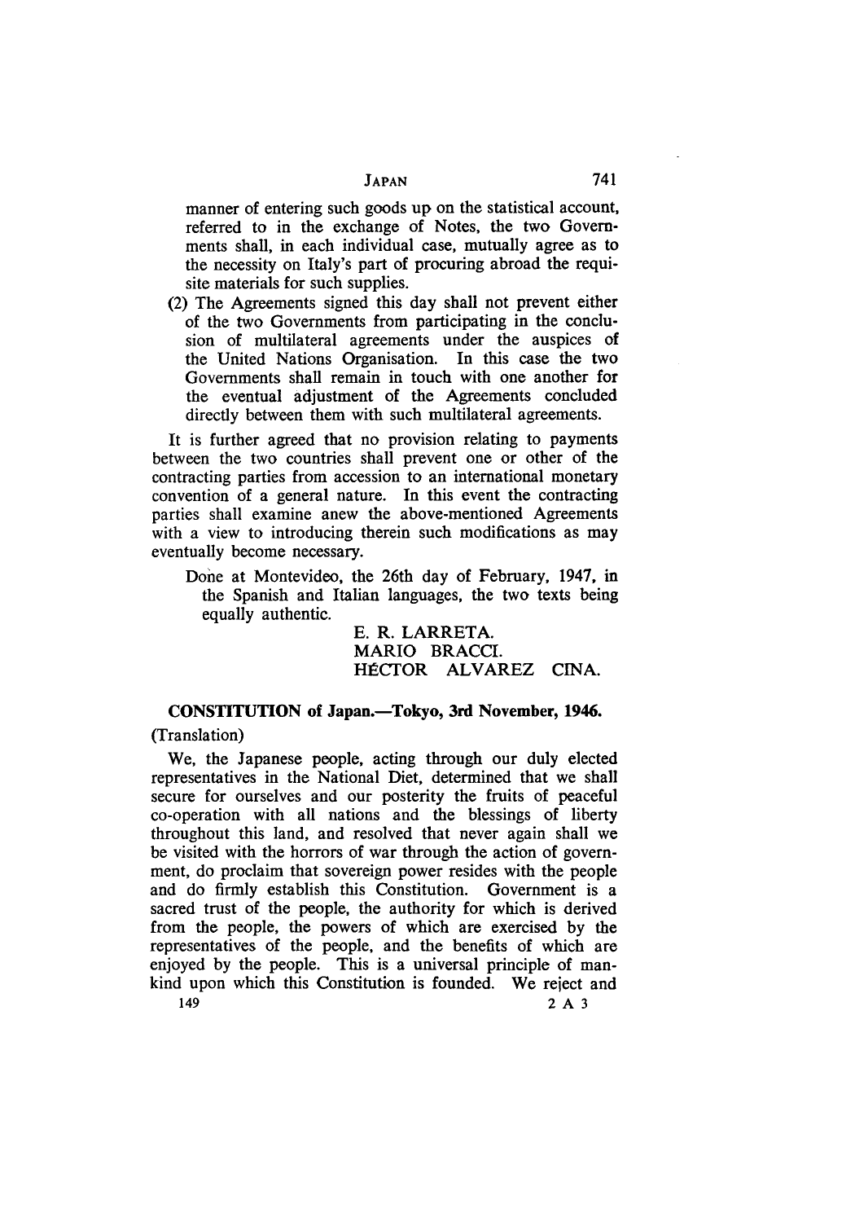manner of entering such goods up on the statistical account, referred to in the exchange of Notes, the two Governments shall, in each individual case, mutually agree as to the necessity on Italy's part of procuring abroad the requisite materials for such supplies.

(2) The Agreements signed this day shall not prevent either of the two Governments from participating in the conclusion of multilateral agreements under the auspices of the United Nations Organisation. In this case the two Governments shall remain in touch with one another for the eventual adjustment of the Agreements concluded directly between them with such multilateral agreements.

It is further agreed that no provision relating to payments between the two countries shall prevent one or other of the contracting parties from accession to an international monetary convention of a general nature. In this event the contracting parties shall examine anew the above-mentioned Agreements with a view to introducing therein such modifications as may eventually become necessary.

Done at Montevideo, the 26th day of February, 1947, in the Spanish and Italian languages, the two texts being equally authentic.

E. R. LARRETA.
MARIO BRACCI.
HÉCTOR ALVAREZ CINA.

**CONSTITUTION of Japan.—Tokyo, 3rd November, 1946.**

(Translation)

We, the Japanese people, acting through our duly elected representatives in the National Diet, determined that we shall secure for ourselves and our posterity the fruits of peaceful co-operation with all nations and the blessings of liberty throughout this land, and resolved that never again shall we be visited with the horrors of war through the action of government, do proclaim that sovereign power resides with the people and do firmly establish this Constitution. Government is a sacred trust of the people, the authority for which is derived from the people, the powers of which are exercised by the representatives of the people, and the benefits of which are enjoyed by the people. This is a universal principle of mankind upon which this Constitution is founded. We reject and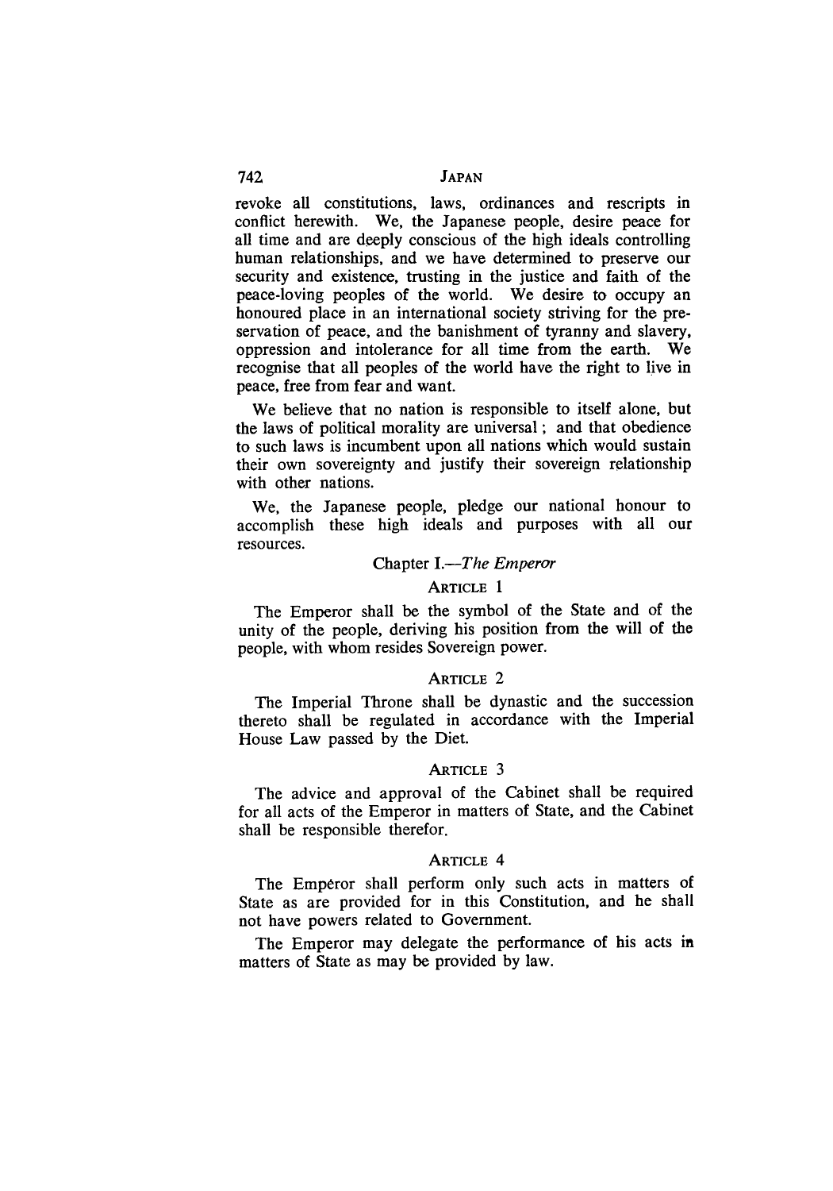revoke all constitutions, laws, ordinances and rescripts in conflict herewith. We, the Japanese people, desire peace for all time and are deeply conscious of the high ideals controlling human relationships, and we have determined to preserve our security and existence, trusting in the justice and faith of the peace-loving peoples of the world. We desire to occupy an honoured place in an international society striving for the preservation of peace, and the banishment of tyranny and slavery, oppression and intolerance for all time from the earth. We recognise that all peoples of the world have the right to live in peace, free from fear and want.

We believe that no nation is responsible to itself alone, but the laws of political morality are universal ; and that obedience to such laws is incumbent upon all nations which would sustain their own sovereignty and justify their sovereign relationship with other nations.

We, the Japanese people, pledge our national honour to accomplish these high ideals and purposes with all our resources.

## Chapter I.—*The Emperor*

### Article 1

The Emperor shall be the symbol of the State and of the unity of the people, deriving his position from the will of the people, with whom resides Sovereign power.

### Article 2

The Imperial Throne shall be dynastic and the succession thereto shall be regulated in accordance with the Imperial House Law passed by the Diet.

### Article 3

The advice and approval of the Cabinet shall be required for all acts of the Emperor in matters of State, and the Cabinet shall be responsible therefor.

### Article 4

The Emperor shall perform only such acts in matters of State as are provided for in this Constitution, and he shall not have powers related to Government.

The Emperor may delegate the performance of his acts in matters of State as may be provided by law.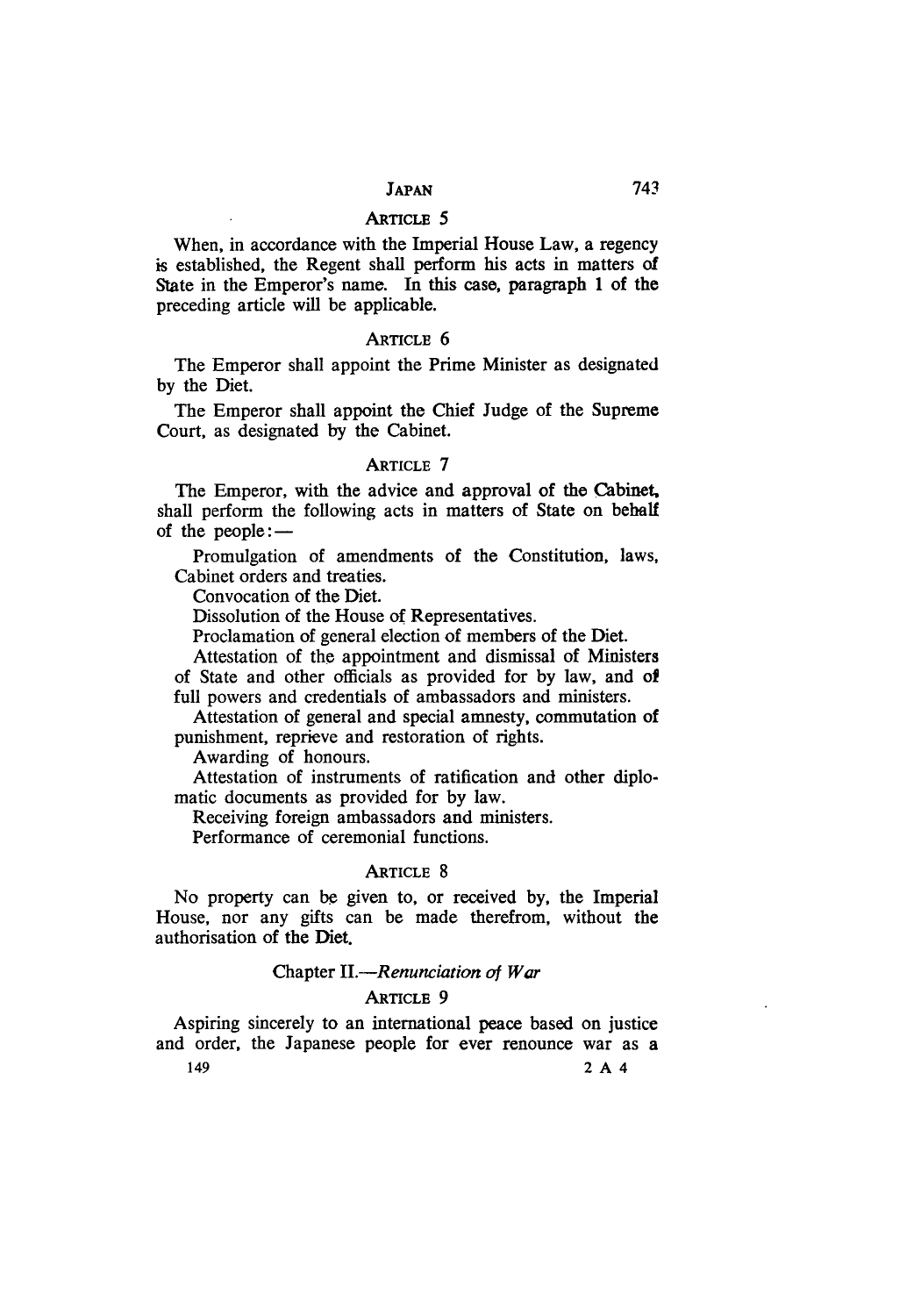### Article 5

When, in accordance with the Imperial House Law, a regency is established, the Regent shall perform his acts in matters of State in the Emperor's name. In this case, paragraph 1 of the preceding article will be applicable.

### Article 6

The Emperor shall appoint the Prime Minister as designated by the Diet.

The Emperor shall appoint the Chief Judge of the Supreme Court, as designated by the Cabinet.

### Article 7

The Emperor, with the advice and approval of the Cabinet, shall perform the following acts in matters of State on behalf of the people:—

Promulgation of amendments of the Constitution, laws, Cabinet orders and treaties.

Convocation of the Diet.

Dissolution of the House of Representatives.

Proclamation of general election of members of the Diet.

Attestation of the appointment and dismissal of Ministers of State and other officials as provided for by law, and of full powers and credentials of ambassadors and ministers.

Attestation of general and special amnesty, commutation of punishment, reprieve and restoration of rights.

Awarding of honours.

Attestation of instruments of ratification and other diplomatic documents as provided for by law.

Receiving foreign ambassadors and ministers.

Performance of ceremonial functions.

### Article 8

No property can be given to, or received by, the Imperial House, nor any gifts can be made therefrom, without the authorisation of the Diet.

## Chapter II.—*Renunciation of War*

### Article 9

Aspiring sincerely to an international peace based on justice and order, the Japanese people for ever renounce war as a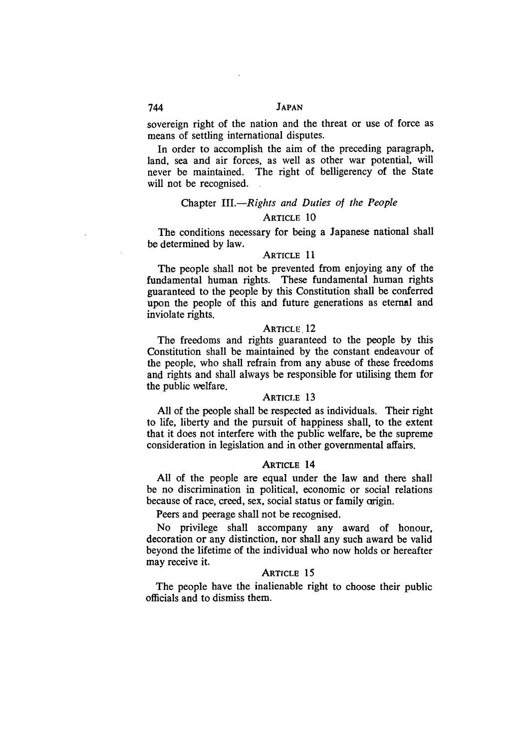sovereign right of the nation and the threat or use of force as means of settling international disputes.

In order to accomplish the aim of the preceding paragraph, land, sea and air forces, as well as other war potential, will never be maintained. The right of belligerency of the State will not be recognised.

## Chapter III.—*Rights and Duties of the People*

### Article 10

The conditions necessary for being a Japanese national shall be determined by law.

### Article 11

The people shall not be prevented from enjoying any of the fundamental human rights. These fundamental human rights guaranteed to the people by this Constitution shall be conferred upon the people of this and future generations as eternal and inviolate rights.

### Article 12

The freedoms and rights guaranteed to the people by this Constitution shall be maintained by the constant endeavour of the people, who shall refrain from any abuse of these freedoms and rights and shall always be responsible for utilising them for the public welfare.

### Article 13

All of the people shall be respected as individuals. Their right to life, liberty and the pursuit of happiness shall, to the extent that it does not interfere with the public welfare, be the supreme consideration in legislation and in other governmental affairs.

### Article 14

All of the people are equal under the law and there shall be no discrimination in political, economic or social relations because of race, creed, sex, social status or family origin.

Peers and peerage shall not be recognised.

No privilege shall accompany any award of honour, decoration or any distinction, nor shall any such award be valid beyond the lifetime of the individual who now holds or hereafter may receive it.

### Article 15

The people have the inalienable right to choose their public officials and to dismiss them.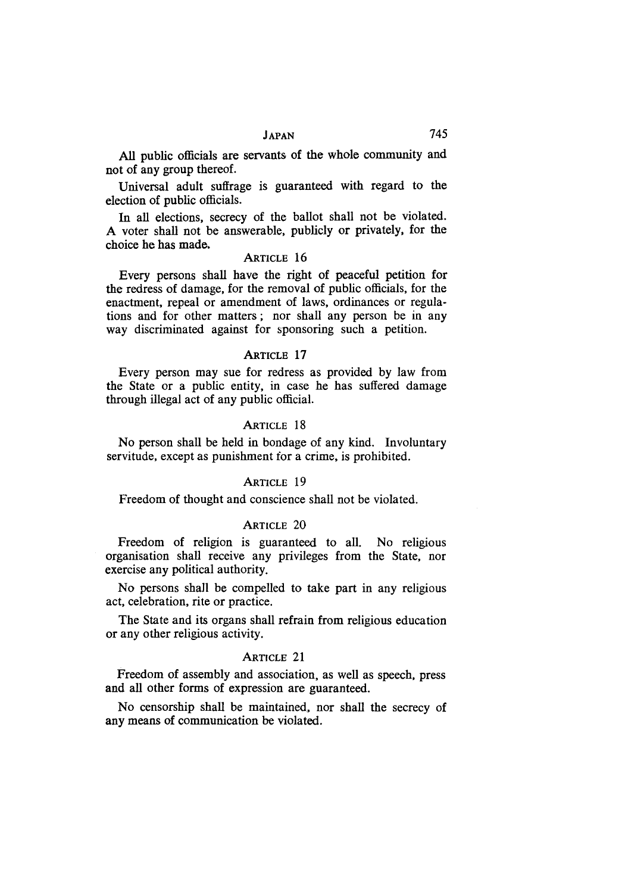All public officials are servants of the whole community and not of any group thereof.

Universal adult suffrage is guaranteed with regard to the election of public officials.

In all elections, secrecy of the ballot shall not be violated. A voter shall not be answerable, publicly or privately, for the choice he has made.

### ARTICLE 16

Every persons shall have the right of peaceful petition for the redress of damage, for the removal of public officials, for the enactment, repeal or amendment of laws, ordinances or regulations and for other matters; nor shall any person be in any way discriminated against for sponsoring such a petition.

### ARTICLE 17

Every person may sue for redress as provided by law from the State or a public entity, in case he has suffered damage through illegal act of any public official.

### ARTICLE 18

No person shall be held in bondage of any kind. Involuntary servitude, except as punishment for a crime, is prohibited.

### ARTICLE 19

Freedom of thought and conscience shall not be violated.

### ARTICLE 20

Freedom of religion is guaranteed to all. No religious organisation shall receive any privileges from the State, nor exercise any political authority.

No persons shall be compelled to take part in any religious act, celebration, rite or practice.

The State and its organs shall refrain from religious education or any other religious activity.

### ARTICLE 21

Freedom of assembly and association, as well as speech, press and all other forms of expression are guaranteed.

No censorship shall be maintained, nor shall the secrecy of any means of communication be violated.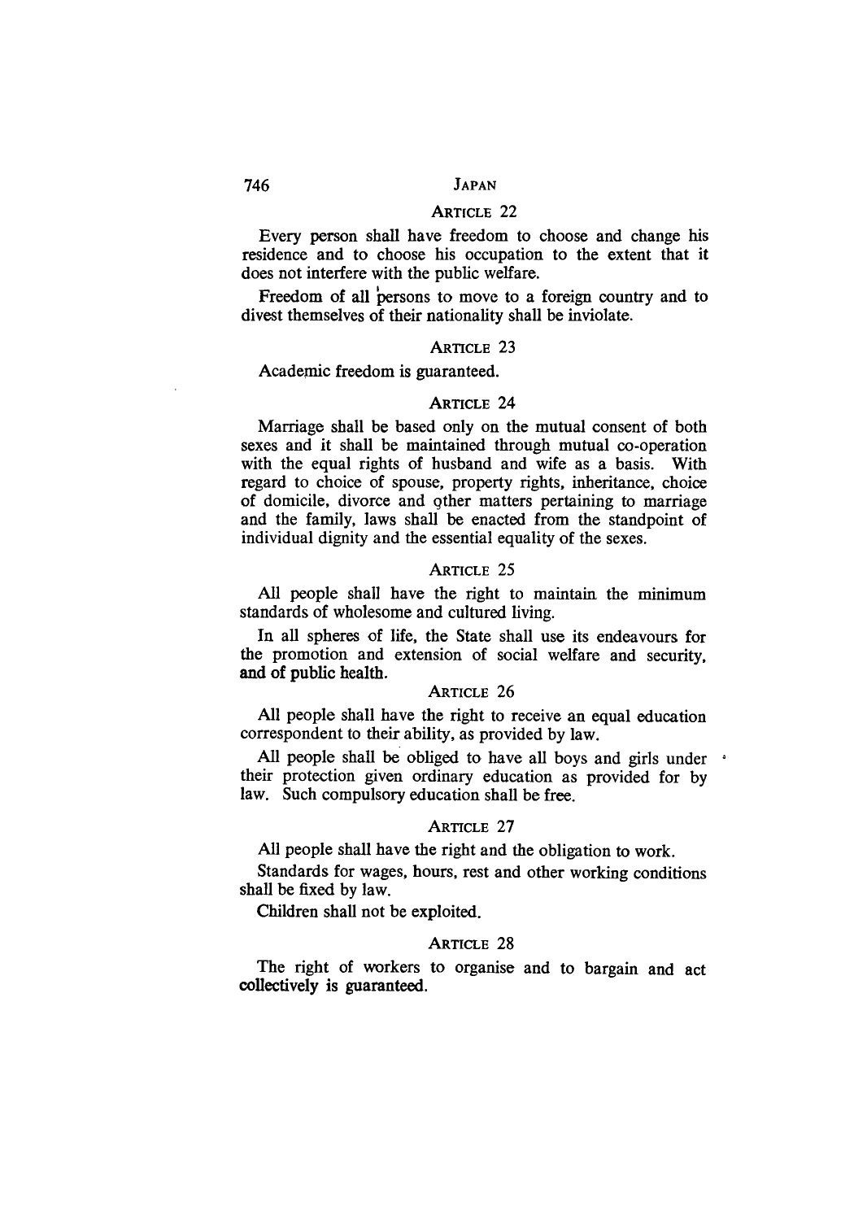### Article 22

Every person shall have freedom to choose and change his residence and to choose his occupation to the extent that it does not interfere with the public welfare.

Freedom of all persons to move to a foreign country and to divest themselves of their nationality shall be inviolate.

### Article 23

Academic freedom is guaranteed.

### Article 24

Marriage shall be based only on the mutual consent of both sexes and it shall be maintained through mutual co-operation with the equal rights of husband and wife as a basis. With regard to choice of spouse, property rights, inheritance, choice of domicile, divorce and other matters pertaining to marriage and the family, laws shall be enacted from the standpoint of individual dignity and the essential equality of the sexes.

### Article 25

All people shall have the right to maintain the minimum standards of wholesome and cultured living.

In all spheres of life, the State shall use its endeavours for the promotion and extension of social welfare and security, and of public health.

### Article 26

All people shall have the right to receive an equal education correspondent to their ability, as provided by law.

All people shall be obliged to have all boys and girls under their protection given ordinary education as provided for by law. Such compulsory education shall be free.

### Article 27

All people shall have the right and the obligation to work.

Standards for wages, hours, rest and other working conditions shall be fixed by law.

Children shall not be exploited.

### Article 28

The right of workers to organise and to bargain and act collectively is guaranteed.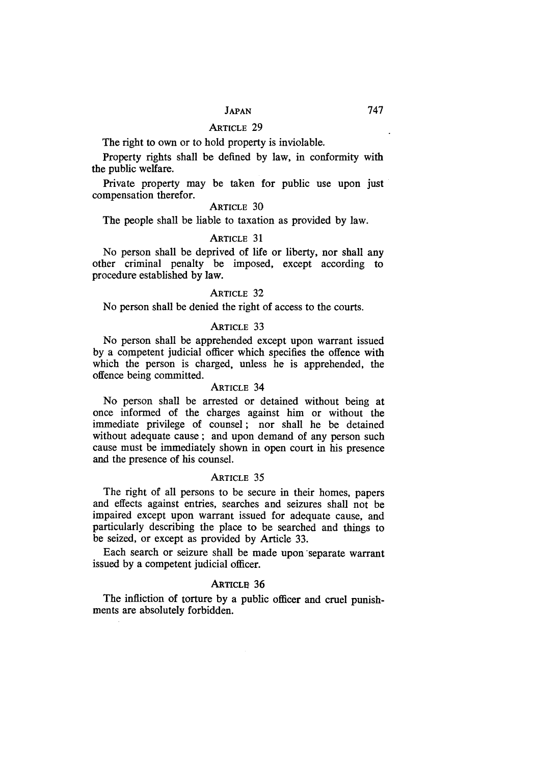### ARTICLE 29

The right to own or to hold property is inviolable.

Property rights shall be defined by law, in conformity with the public welfare.

Private property may be taken for public use upon just compensation therefor.

### ARTICLE 30

The people shall be liable to taxation as provided by law.

### ARTICLE 31

No person shall be deprived of life or liberty, nor shall any other criminal penalty be imposed, except according to procedure established by law.

### ARTICLE 32

No person shall be denied the right of access to the courts.

### ARTICLE 33

No person shall be apprehended except upon warrant issued by a competent judicial officer which specifies the offence with which the person is charged, unless he is apprehended, the offence being committed.

### ARTICLE 34

No person shall be arrested or detained without being at once informed of the charges against him or without the immediate privilege of counsel; nor shall he be detained without adequate cause; and upon demand of any person such cause must be immediately shown in open court in his presence and the presence of his counsel.

### ARTICLE 35

The right of all persons to be secure in their homes, papers and effects against entries, searches and seizures shall not be impaired except upon warrant issued for adequate cause, and particularly describing the place to be searched and things to be seized, or except as provided by Article 33.

Each search or seizure shall be made upon separate warrant issued by a competent judicial officer.

### ARTICLE 36

The infliction of torture by a public officer and cruel punishments are absolutely forbidden.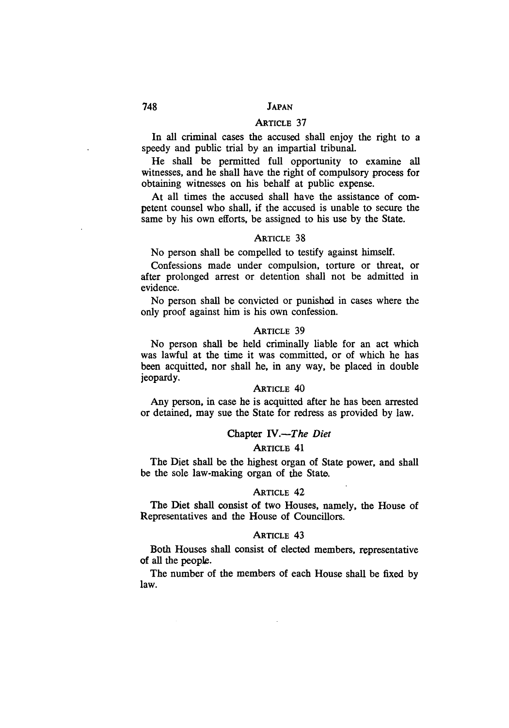### ARTICLE 37

In all criminal cases the accused shall enjoy the right to a speedy and public trial by an impartial tribunal.

He shall be permitted full opportunity to examine all witnesses, and he shall have the right of compulsory process for obtaining witnesses on his behalf at public expense.

At all times the accused shall have the assistance of competent counsel who shall, if the accused is unable to secure the same by his own efforts, be assigned to his use by the State.

### ARTICLE 38

No person shall be compelled to testify against himself.

Confessions made under compulsion, torture or threat, or after prolonged arrest or detention shall not be admitted in evidence.

No person shall be convicted or punished in cases where the only proof against him is his own confession.

### ARTICLE 39

No person shall be held criminally liable for an act which was lawful at the time it was committed, or of which he has been acquitted, nor shall he, in any way, be placed in double jeopardy.

### ARTICLE 40

Any person, in case he is acquitted after he has been arrested or detained, may sue the State for redress as provided by law.

## Chapter IV.—*The Diet*

### ARTICLE 41

The Diet shall be the highest organ of State power, and shall be the sole law-making organ of the State.

### ARTICLE 42

The Diet shall consist of two Houses, namely, the House of Representatives and the House of Councillors.

### ARTICLE 43

Both Houses shall consist of elected members, representative of all the people.

The number of the members of each House shall be fixed by law.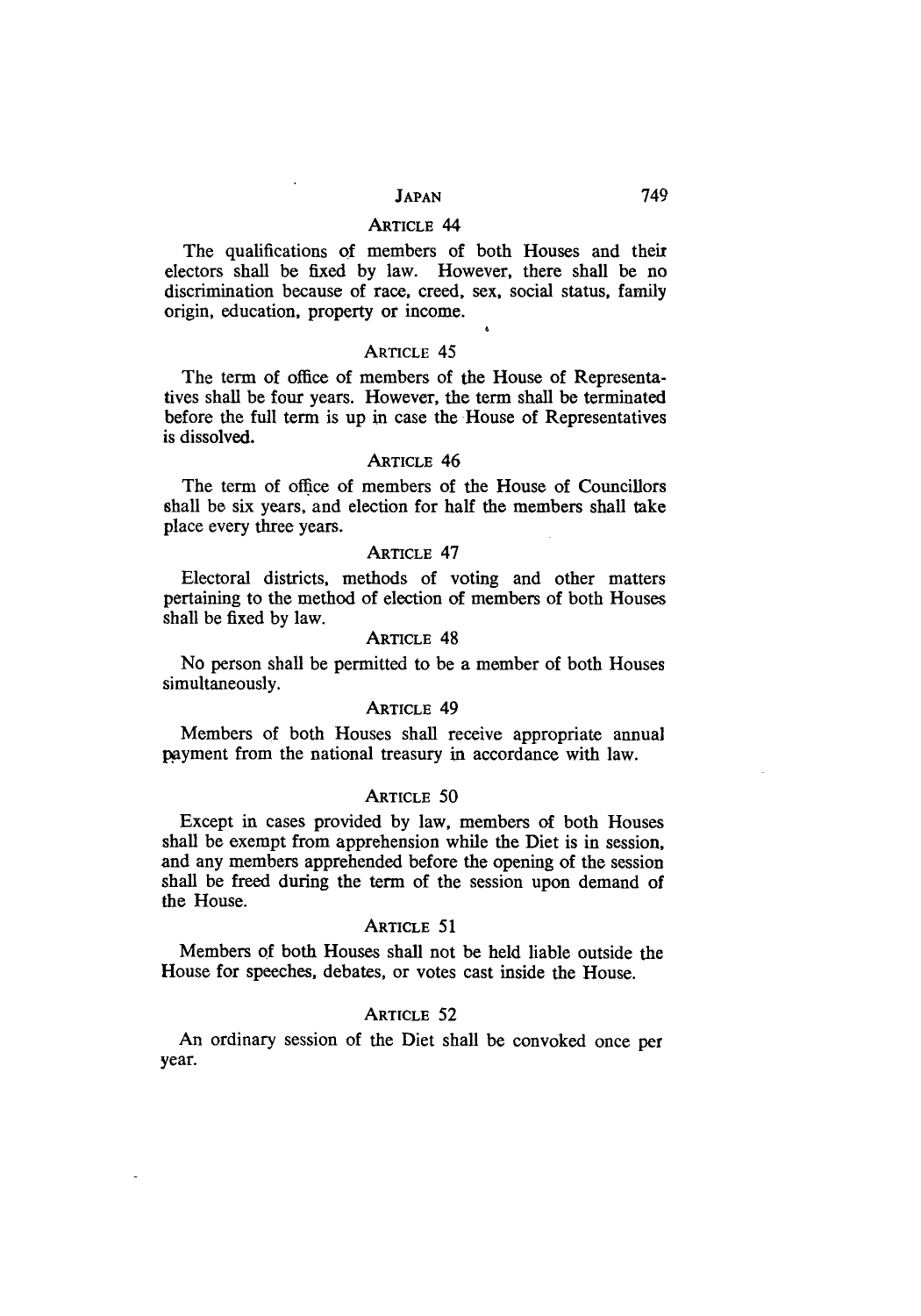### ARTICLE 44

The qualifications of members of both Houses and their electors shall be fixed by law. However, there shall be no discrimination because of race, creed, sex, social status, family origin, education, property or income.

### ARTICLE 45

The term of office of members of the House of Representatives shall be four years. However, the term shall be terminated before the full term is up in case the House of Representatives is dissolved.

### ARTICLE 46

The term of office of members of the House of Councillors shall be six years, and election for half the members shall take place every three years.

### ARTICLE 47

Electoral districts, methods of voting and other matters pertaining to the method of election of members of both Houses shall be fixed by law.

### ARTICLE 48

No person shall be permitted to be a member of both Houses simultaneously.

### ARTICLE 49

Members of both Houses shall receive appropriate annual payment from the national treasury in accordance with law.

### ARTICLE 50

Except in cases provided by law, members of both Houses shall be exempt from apprehension while the Diet is in session, and any members apprehended before the opening of the session shall be freed during the term of the session upon demand of the House.

### ARTICLE 51

Members of both Houses shall not be held liable outside the House for speeches, debates, or votes cast inside the House.

### ARTICLE 52

An ordinary session of the Diet shall be convoked once per year.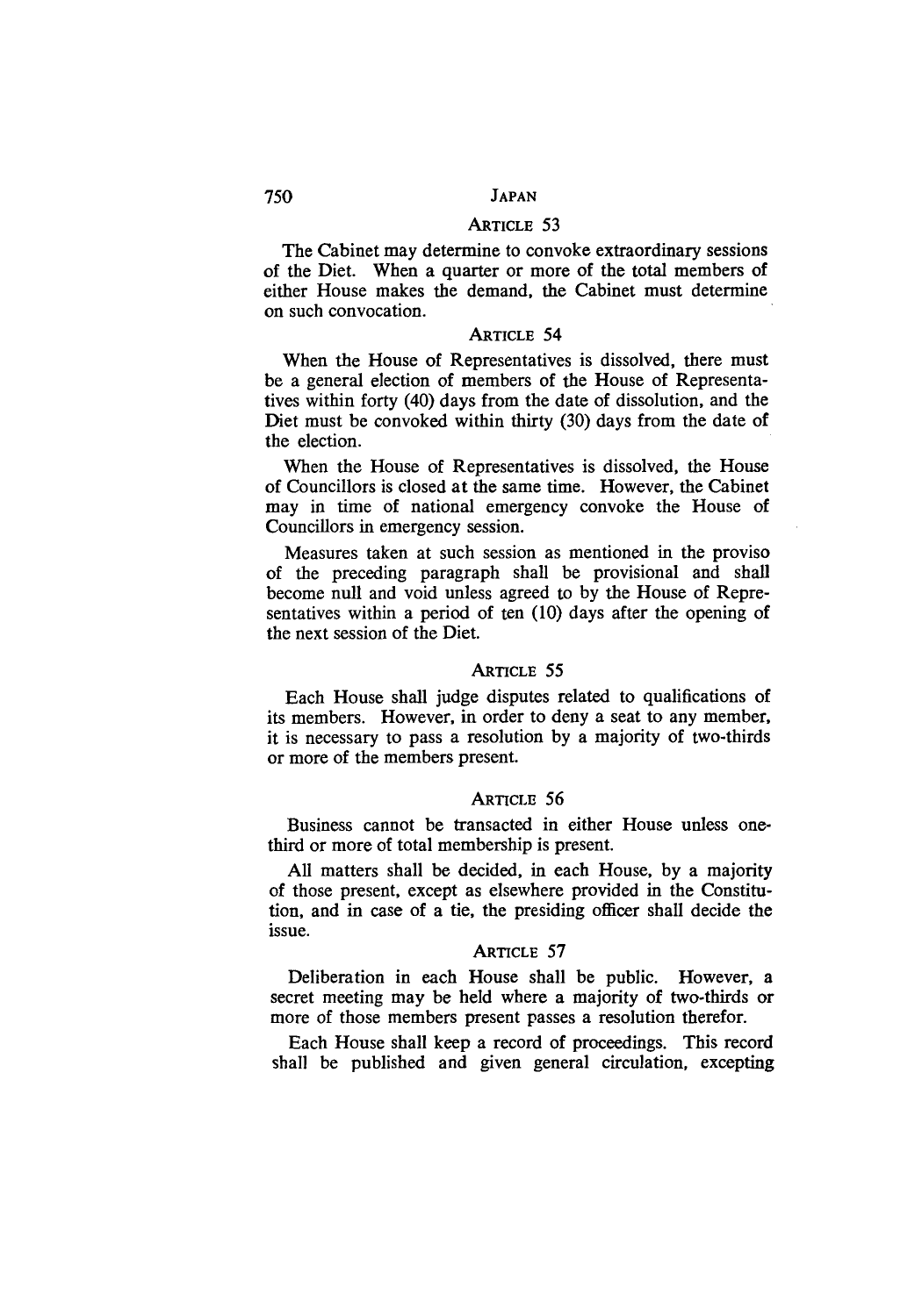### ARTICLE 53

The Cabinet may determine to convoke extraordinary sessions of the Diet. When a quarter or more of the total members of either House makes the demand, the Cabinet must determine on such convocation.

### ARTICLE 54

When the House of Representatives is dissolved, there must be a general election of members of the House of Representatives within forty (40) days from the date of dissolution, and the Diet must be convoked within thirty (30) days from the date of the election.

When the House of Representatives is dissolved, the House of Councillors is closed at the same time. However, the Cabinet may in time of national emergency convoke the House of Councillors in emergency session.

Measures taken at such session as mentioned in the proviso of the preceding paragraph shall be provisional and shall become null and void unless agreed to by the House of Representatives within a period of ten (10) days after the opening of the next session of the Diet.

### ARTICLE 55

Each House shall judge disputes related to qualifications of its members. However, in order to deny a seat to any member, it is necessary to pass a resolution by a majority of two-thirds or more of the members present.

### ARTICLE 56

Business cannot be transacted in either House unless one-third or more of total membership is present.

All matters shall be decided, in each House, by a majority of those present, except as elsewhere provided in the Constitution, and in case of a tie, the presiding officer shall decide the issue.

### ARTICLE 57

Deliberation in each House shall be public. However, a secret meeting may be held where a majority of two-thirds or more of those members present passes a resolution therefor.

Each House shall keep a record of proceedings. This record shall be published and given general circulation, excepting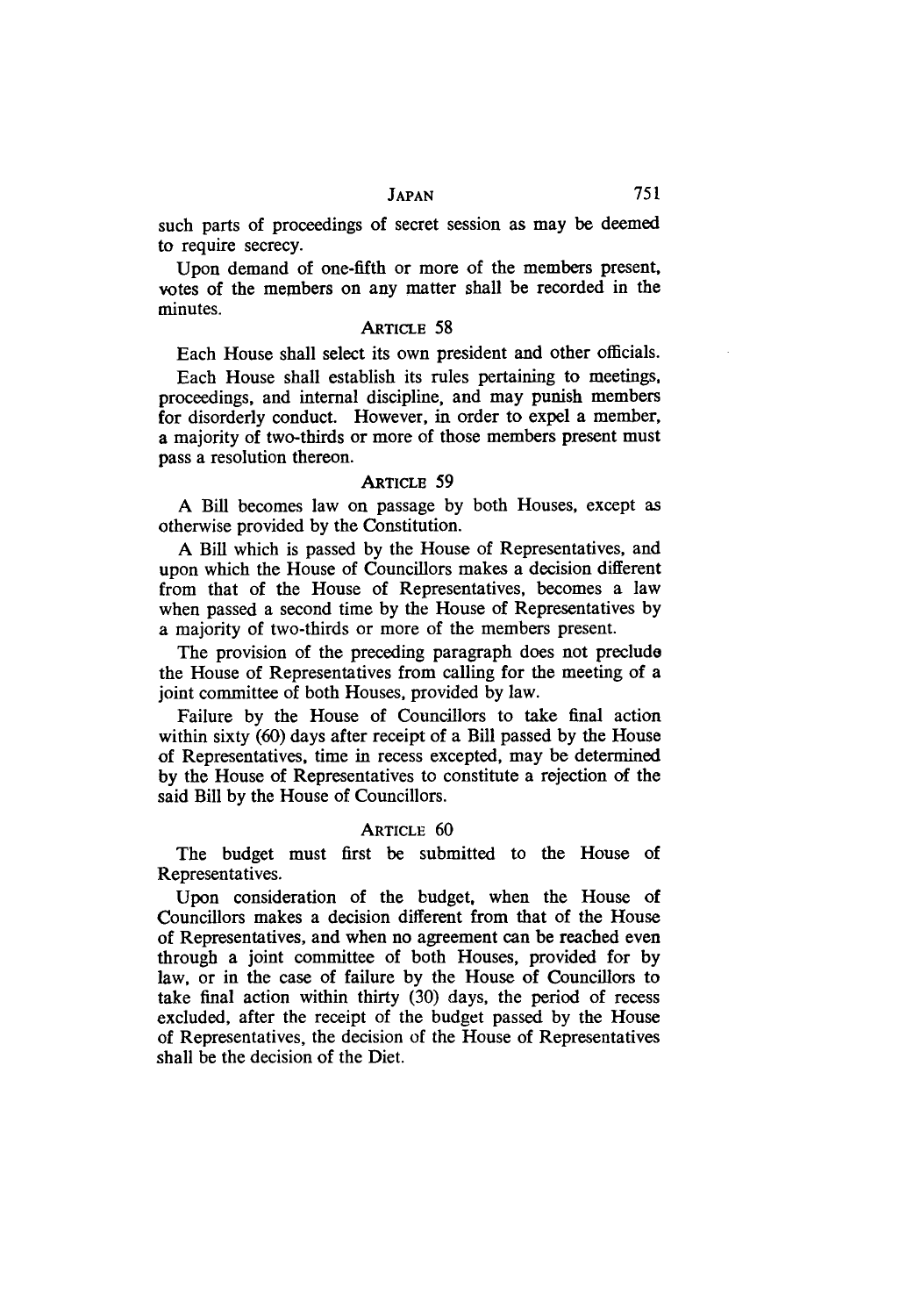such parts of proceedings of secret session as may be deemed to require secrecy.

Upon demand of one-fifth or more of the members present, votes of the members on any matter shall be recorded in the minutes.

### ARTICLE 58

Each House shall select its own president and other officials.

Each House shall establish its rules pertaining to meetings, proceedings, and internal discipline, and may punish members for disorderly conduct. However, in order to expel a member, a majority of two-thirds or more of those members present must pass a resolution thereon.

### ARTICLE 59

A Bill becomes law on passage by both Houses, except as otherwise provided by the Constitution.

A Bill which is passed by the House of Representatives, and upon which the House of Councillors makes a decision different from that of the House of Representatives, becomes a law when passed a second time by the House of Representatives by a majority of two-thirds or more of the members present.

The provision of the preceding paragraph does not preclude the House of Representatives from calling for the meeting of a joint committee of both Houses, provided by law.

Failure by the House of Councillors to take final action within sixty (60) days after receipt of a Bill passed by the House of Representatives, time in recess excepted, may be determined by the House of Representatives to constitute a rejection of the said Bill by the House of Councillors.

### ARTICLE 60

The budget must first be submitted to the House of Representatives.

Upon consideration of the budget, when the House of Councillors makes a decision different from that of the House of Representatives, and when no agreement can be reached even through a joint committee of both Houses, provided for by law, or in the case of failure by the House of Councillors to take final action within thirty (30) days, the period of recess excluded, after the receipt of the budget passed by the House of Representatives, the decision of the House of Representatives shall be the decision of the Diet.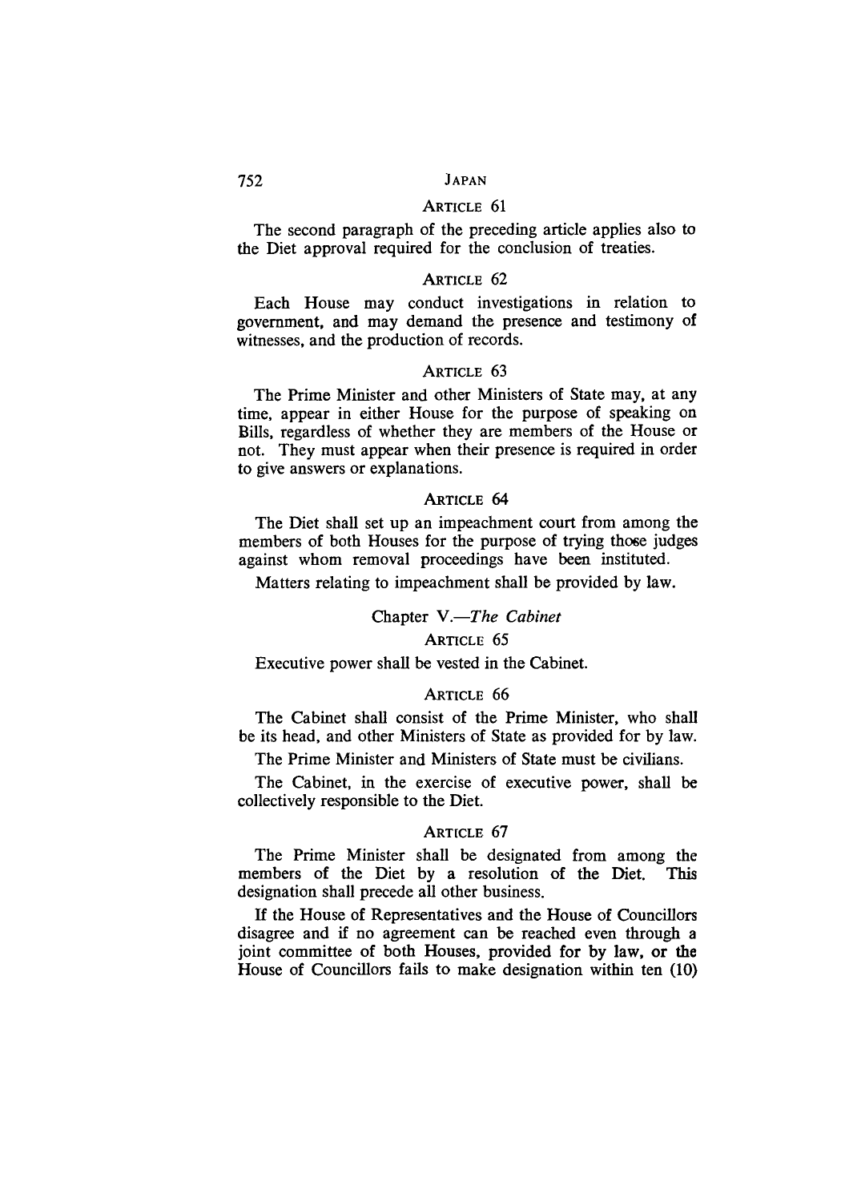### ARTICLE 61

The second paragraph of the preceding article applies also to the Diet approval required for the conclusion of treaties.

### ARTICLE 62

Each House may conduct investigations in relation to government, and may demand the presence and testimony of witnesses, and the production of records.

### ARTICLE 63

The Prime Minister and other Ministers of State may, at any time, appear in either House for the purpose of speaking on Bills, regardless of whether they are members of the House or not. They must appear when their presence is required in order to give answers or explanations.

### ARTICLE 64

The Diet shall set up an impeachment court from among the members of both Houses for the purpose of trying those judges against whom removal proceedings have been instituted.

Matters relating to impeachment shall be provided by law.

## Chapter V.—*The Cabinet*

### ARTICLE 65

Executive power shall be vested in the Cabinet.

### ARTICLE 66

The Cabinet shall consist of the Prime Minister, who shall be its head, and other Ministers of State as provided for by law.

The Prime Minister and Ministers of State must be civilians.

The Cabinet, in the exercise of executive power, shall be collectively responsible to the Diet.

### ARTICLE 67

The Prime Minister shall be designated from among the members of the Diet by a resolution of the Diet. This designation shall precede all other business.

If the House of Representatives and the House of Councillors disagree and if no agreement can be reached even through a joint committee of both Houses, provided for by law, or the House of Councillors fails to make designation within ten (10)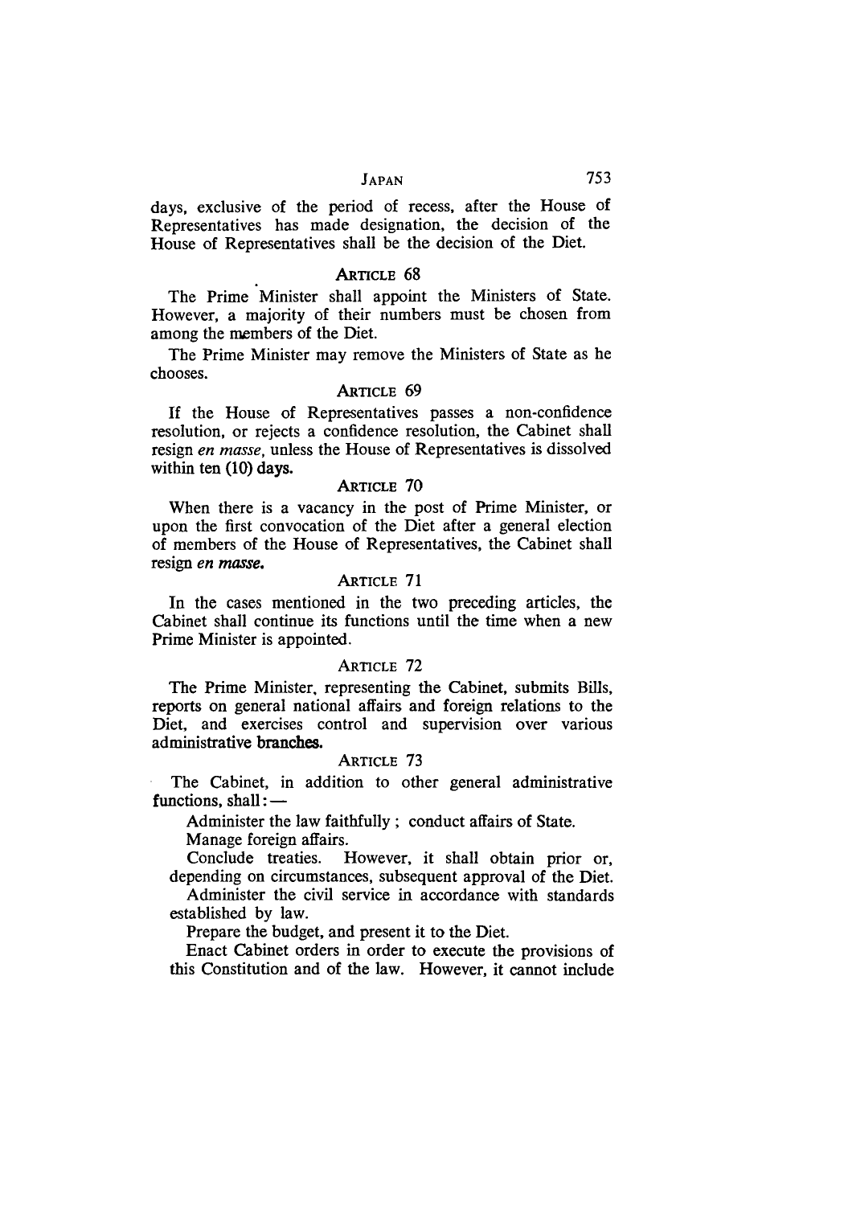days, exclusive of the period of recess, after the House of Representatives has made designation, the decision of the House of Representatives shall be the decision of the Diet.

### ARTICLE 68

The Prime Minister shall appoint the Ministers of State. However, a majority of their numbers must be chosen from among the members of the Diet.

The Prime Minister may remove the Ministers of State as he chooses.

### ARTICLE 69

If the House of Representatives passes a non-confidence resolution, or rejects a confidence resolution, the Cabinet shall resign *en masse*, unless the House of Representatives is dissolved within ten (10) days.

### ARTICLE 70

When there is a vacancy in the post of Prime Minister, or upon the first convocation of the Diet after a general election of members of the House of Representatives, the Cabinet shall resign *en masse*.

### ARTICLE 71

In the cases mentioned in the two preceding articles, the Cabinet shall continue its functions until the time when a new Prime Minister is appointed.

### ARTICLE 72

The Prime Minister, representing the Cabinet, submits Bills, reports on general national affairs and foreign relations to the Diet, and exercises control and supervision over various administrative branches.

### ARTICLE 73

The Cabinet, in addition to other general administrative functions, shall: —

Administer the law faithfully ; conduct affairs of State.

Manage foreign affairs.

Conclude treaties. However, it shall obtain prior or, depending on circumstances, subsequent approval of the Diet.

Administer the civil service in accordance with standards established by law.

Prepare the budget, and present it to the Diet.

Enact Cabinet orders in order to execute the provisions of this Constitution and of the law. However, it cannot include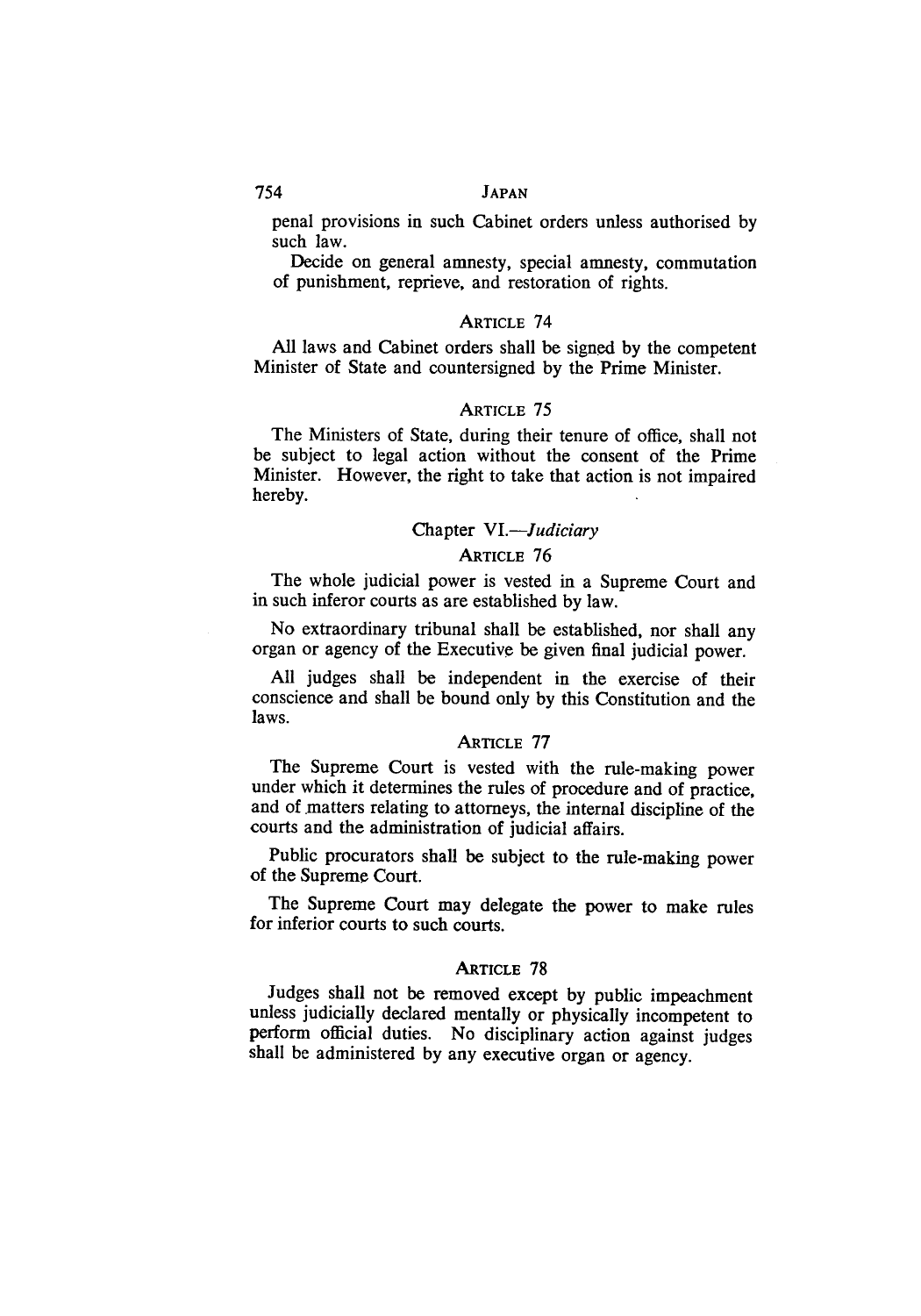penal provisions in such Cabinet orders unless authorised by such law.

Decide on general amnesty, special amnesty, commutation of punishment, reprieve, and restoration of rights.

### Article 74

All laws and Cabinet orders shall be signed by the competent Minister of State and countersigned by the Prime Minister.

### Article 75

The Ministers of State, during their tenure of office, shall not be subject to legal action without the consent of the Prime Minister. However, the right to take that action is not impaired hereby.

## Chapter VI.—*Judiciary*

### Article 76

The whole judicial power is vested in a Supreme Court and in such inferor courts as are established by law.

No extraordinary tribunal shall be established, nor shall any organ or agency of the Executive be given final judicial power.

All judges shall be independent in the exercise of their conscience and shall be bound only by this Constitution and the laws.

### Article 77

The Supreme Court is vested with the rule-making power under which it determines the rules of procedure and of practice, and of matters relating to attorneys, the internal discipline of the courts and the administration of judicial affairs.

Public procurators shall be subject to the rule-making power of the Supreme Court.

The Supreme Court may delegate the power to make rules for inferior courts to such courts.

### Article 78

Judges shall not be removed except by public impeachment unless judicially declared mentally or physically incompetent to perform official duties. No disciplinary action against judges shall be administered by any executive organ or agency.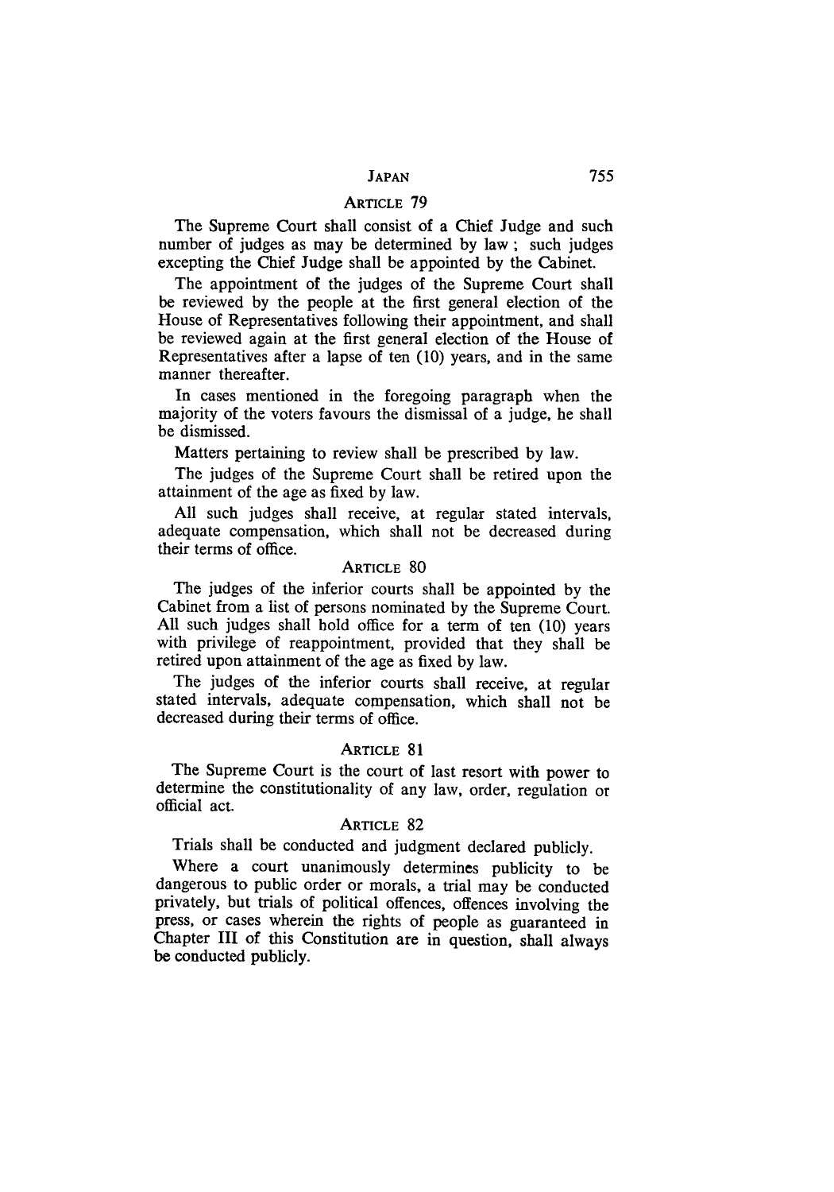## Article 79

The Supreme Court shall consist of a Chief Judge and such number of judges as may be determined by law ; such judges excepting the Chief Judge shall be appointed by the Cabinet.

The appointment of the judges of the Supreme Court shall be reviewed by the people at the first general election of the House of Representatives following their appointment, and shall be reviewed again at the first general election of the House of Representatives after a lapse of ten (10) years, and in the same manner thereafter.

In cases mentioned in the foregoing paragraph when the majority of the voters favours the dismissal of a judge, he shall be dismissed.

Matters pertaining to review shall be prescribed by law.

The judges of the Supreme Court shall be retired upon the attainment of the age as fixed by law.

All such judges shall receive, at regular stated intervals, adequate compensation, which shall not be decreased during their terms of office.

## Article 80

The judges of the inferior courts shall be appointed by the Cabinet from a list of persons nominated by the Supreme Court. All such judges shall hold office for a term of ten (10) years with privilege of reappointment, provided that they shall be retired upon attainment of the age as fixed by law.

The judges of the inferior courts shall receive, at regular stated intervals, adequate compensation, which shall not be decreased during their terms of office.

## Article 81

The Supreme Court is the court of last resort with power to determine the constitutionality of any law, order, regulation or official act.

## Article 82

Trials shall be conducted and judgment declared publicly.

Where a court unanimously determines publicity to be dangerous to public order or morals, a trial may be conducted privately, but trials of political offences, offences involving the press, or cases wherein the rights of people as guaranteed in Chapter III of this Constitution are in question, shall always be conducted publicly.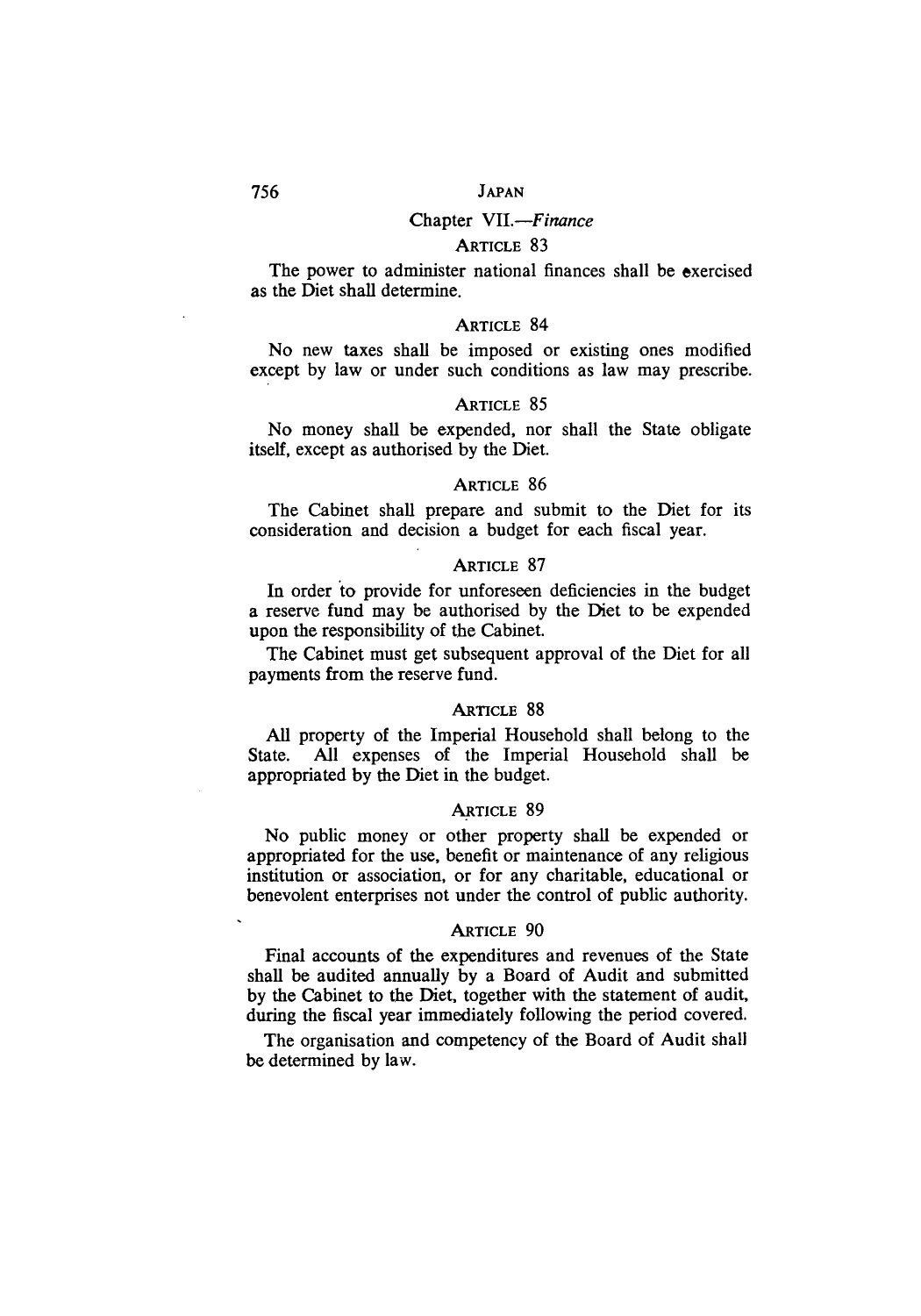## Chapter VII.—*Finance*

### Article 83

The power to administer national finances shall be exercised as the Diet shall determine.

### Article 84

No new taxes shall be imposed or existing ones modified except by law or under such conditions as law may prescribe.

### Article 85

No money shall be expended, nor shall the State obligate itself, except as authorised by the Diet.

### Article 86

The Cabinet shall prepare and submit to the Diet for its consideration and decision a budget for each fiscal year.

### Article 87

In order to provide for unforeseen deficiencies in the budget a reserve fund may be authorised by the Diet to be expended upon the responsibility of the Cabinet.

The Cabinet must get subsequent approval of the Diet for all payments from the reserve fund.

### Article 88

All property of the Imperial Household shall belong to the State. All expenses of the Imperial Household shall be appropriated by the Diet in the budget.

### Article 89

No public money or other property shall be expended or appropriated for the use, benefit or maintenance of any religious institution or association, or for any charitable, educational or benevolent enterprises not under the control of public authority.

### Article 90

Final accounts of the expenditures and revenues of the State shall be audited annually by a Board of Audit and submitted by the Cabinet to the Diet, together with the statement of audit, during the fiscal year immediately following the period covered.

The organisation and competency of the Board of Audit shall be determined by law.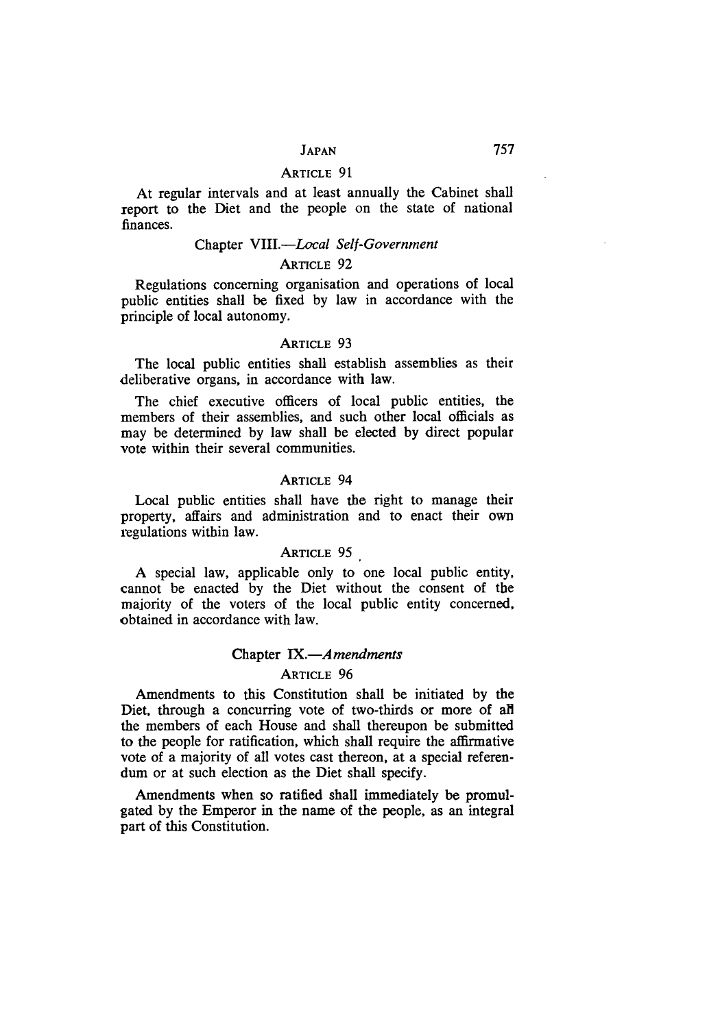#### ARTICLE 91

At regular intervals and at least annually the Cabinet shall report to the Diet and the people on the state of national finances.

### Chapter VIII.—*Local Self-Government*

#### ARTICLE 92

Regulations concerning organisation and operations of local public entities shall be fixed by law in accordance with the principle of local autonomy.

#### ARTICLE 93

The local public entities shall establish assemblies as their deliberative organs, in accordance with law.

The chief executive officers of local public entities, the members of their assemblies, and such other local officials as may be determined by law shall be elected by direct popular vote within their several communities.

#### ARTICLE 94

Local public entities shall have the right to manage their property, affairs and administration and to enact their own regulations within law.

#### ARTICLE 95

A special law, applicable only to one local public entity, cannot be enacted by the Diet without the consent of the majority of the voters of the local public entity concerned, obtained in accordance with law.

### Chapter IX.—*Amendments*

#### ARTICLE 96

Amendments to this Constitution shall be initiated by the Diet, through a concurring vote of two-thirds or more of all the members of each House and shall thereupon be submitted to the people for ratification, which shall require the affirmative vote of a majority of all votes cast thereon, at a special referendum or at such election as the Diet shall specify.

Amendments when so ratified shall immediately be promulgated by the Emperor in the name of the people, as an integral part of this Constitution.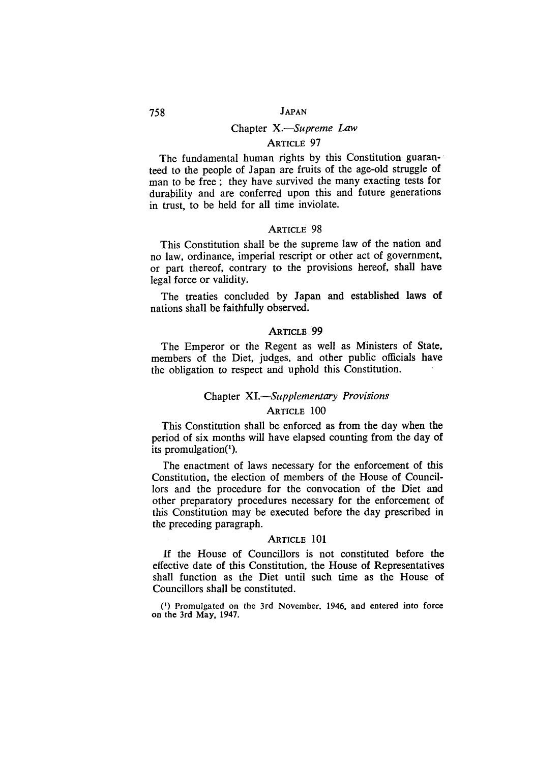## Chapter X.—*Supreme Law*

### Article 97

The fundamental human rights by this Constitution guaranteed to the people of Japan are fruits of the age-old struggle of man to be free; they have survived the many exacting tests for durability and are conferred upon this and future generations in trust, to be held for all time inviolate.

### Article 98

This Constitution shall be the supreme law of the nation and no law, ordinance, imperial rescript or other act of government, or part thereof, contrary to the provisions hereof, shall have legal force or validity.

The treaties concluded by Japan and established laws of nations shall be faithfully observed.

### Article 99

The Emperor or the Regent as well as Ministers of State, members of the Diet, judges, and other public officials have the obligation to respect and uphold this Constitution.

## Chapter XI.—*Supplementary Provisions*

### Article 100

This Constitution shall be enforced as from the day when the period of six months will have elapsed counting from the day of its promulgation[1].

The enactment of laws necessary for the enforcement of this Constitution, the election of members of the House of Councillors and the procedure for the convocation of the Diet and other preparatory procedures necessary for the enforcement of this Constitution may be executed before the day prescribed in the preceding paragraph.

### Article 101

If the House of Councillors is not constituted before the effective date of this Constitution, the House of Representatives shall function as the Diet until such time as the House of Councillors shall be constituted.

[1] Promulgated on the 3rd November, 1946, and entered into force on the 3rd May, 1947.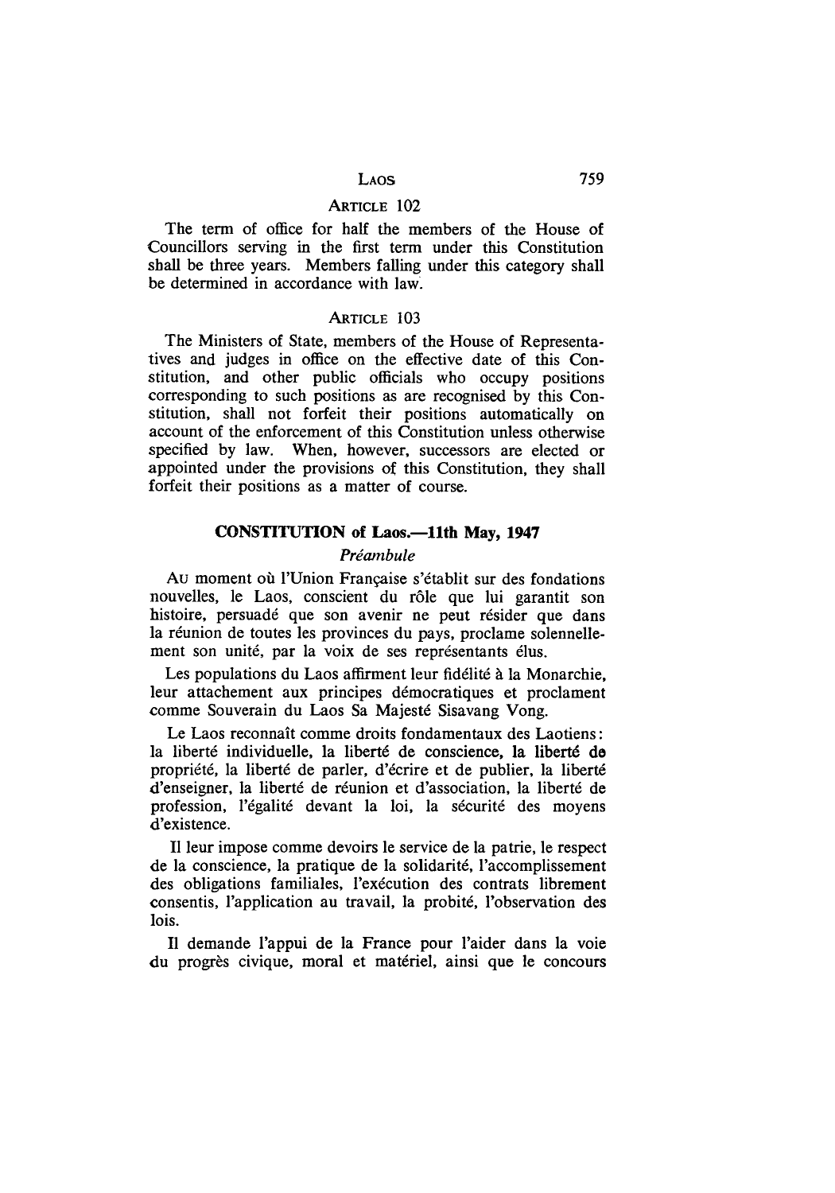### ARTICLE 102

The term of office for half the members of the House of Councillors serving in the first term under this Constitution shall be three years. Members falling under this category shall be determined in accordance with law.

### ARTICLE 103

The Ministers of State, members of the House of Representatives and judges in office on the effective date of this Constitution, and other public officials who occupy positions corresponding to such positions as are recognised by this Constitution, shall not forfeit their positions automatically on account of the enforcement of this Constitution unless otherwise specified by law. When, however, successors are elected or appointed under the provisions of this Constitution, they shall forfeit their positions as a matter of course.

## CONSTITUTION of Laos.—11th May, 1947

### *Préambule*

AU moment où l'Union Française s'établit sur des fondations nouvelles, le Laos, conscient du rôle que lui garantit son histoire, persuadé que son avenir ne peut résider que dans la réunion de toutes les provinces du pays, proclame solennellement son unité, par la voix de ses représentants élus.

Les populations du Laos affirment leur fidélité à la Monarchie, leur attachement aux principes démocratiques et proclament comme Souverain du Laos Sa Majesté Sisavang Vong.

Le Laos reconnaît comme droits fondamentaux des Laotiens: la liberté individuelle, la liberté de conscience, la liberté de propriété, la liberté de parler, d'écrire et de publier, la liberté d'enseigner, la liberté de réunion et d'association, la liberté de profession, l'égalité devant la loi, la sécurité des moyens d'existence.

Il leur impose comme devoirs le service de la patrie, le respect de la conscience, la pratique de la solidarité, l'accomplissement des obligations familiales, l'exécution des contrats librement consentis, l'application au travail, la probité, l'observation des lois.

Il demande l'appui de la France pour l'aider dans la voie du progrès civique, moral et matériel, ainsi que le concours